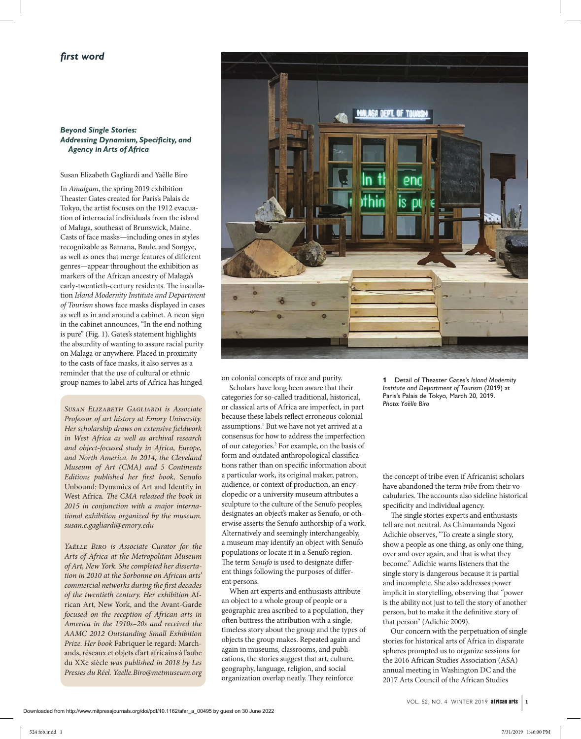*first word*

### *Beyond Single Stories: Addressing Dynamism, Specificity, and Agency in Arts of Africa*

Susan Elizabeth Gagliardi and Yaëlle Biro

In *Amalgam*, the spring 2019 exhibition Theaster Gates created for Paris's Palais de Tokyo, the artist focuses on the 1912 evacuation of interracial individuals from the island of Malaga, southeast of Brunswick, Maine. Casts of face masks—including ones in styles recognizable as Bamana, Baule, and Songye, as well as ones that merge features of different genres—appear throughout the exhibition as markers of the African ancestry of Malaga's early-twentieth-century residents. The installation *Island Modernity Institute and Department of Tourism* shows face masks displayed in cases as well as in and around a cabinet. A neon sign in the cabinet announces, "In the end nothing is pure" (Fig. 1). Gates's statement highlights the absurdity of wanting to assure racial purity on Malaga or anywhere. Placed in proximity to the casts of face masks, it also serves as a reminder that the use of cultural or ethnic group names to label arts of Africa has hinged on colonial concepts of race and purity.

Scholars have long been aware that their categories for so-called traditional, historical, or classical arts of Africa are imperfect, in part because these labels reflect erroneous colonial assumptions.[1] But we have not yet arrived at a consensus for how to address the imperfection of our categories.[2] For example, on the basis of form and outdated anthropological classifications rather than on specific information about a particular work, its original maker, patron, audience, or context of production, an encyclopedic or a university museum attributes a sculpture to the culture of the Senufo peoples, designates an object's maker as Senufo, or otherwise asserts the Senufo authorship of a work. Alternatively and seemingly interchangeably, a museum may identify an object with Senufo populations or locate it in a Senufo region. The term *Senufo* is used to designate different things following the purposes of different persons.

When art experts and enthusiasts attribute an object to a whole group of people or a geographic area ascribed to a population, they often buttress the attribution with a single, timeless story about the group and the types of objects the group makes. Repeated again and again in museums, classrooms, and publications, the stories suggest that art, culture, geography, language, religion, and social organization overlap neatly. They reinforce the concept of tribe even if Africanist scholars have abandoned the term *tribe* from their vocabularies. The accounts also sideline historical specificity and individual agency.

The single stories experts and enthusiasts tell are not neutral. As Chimamanda Ngozi Adichie observes, "To create a single story, show a people as one thing, as only one thing, over and over again, and that is what they become." Adichie warns listeners that the single story is dangerous because it is partial and incomplete. She also addresses power implicit in storytelling, observing that "power is the ability not just to tell the story of another person, but to make it the definitive story of that person" (Adichie 2009).

Our concern with the perpetuation of single stories for historical arts of Africa in disparate spheres prompted us to organize sessions for the 2016 African Studies Association (ASA) annual meeting in Washington DC and the 2017 Arts Council of the African Studies

**1** Detail of Theaster Gates's *Island Modernity Institute and Department of Tourism* (2019) at Paris's Palais de Tokyo, March 20, 2019.
*Photo: Yaëlle Biro*

*Susan Elizabeth Gagliardi is Associate Professor of art history at Emory University. Her scholarship draws on extensive fieldwork in West Africa as well as archival research and object-focused study in Africa, Europe, and North America. In 2014, the Cleveland Museum of Art (CMA) and 5 Continents Editions published her first book,* Senufo Unbound: Dynamics of Art and Identity in West Africa*. The CMA released the book in 2015 in conjunction with a major international exhibition organized by the museum. susan.e.gagliardi@emory.edu*

*Yaëlle Biro is Associate Curator for the Arts of Africa at the Metropolitan Museum of Art, New York. She completed her dissertation in 2010 at the Sorbonne on African arts' commercial networks during the first decades of the twentieth century. Her exhibition African Art, New York, and the Avant-Garde focused on the reception of African arts in America in the 1910s–20s and received the AAMC 2012 Outstanding Small Exhibition Prize. Her book* Fabriquer le regard: Marchands, réseaux et objets d'art africains à l'aube du XXe siècle *was published in 2018 by Les Presses du Réel. Yaelle.Biro@metmuseum.org*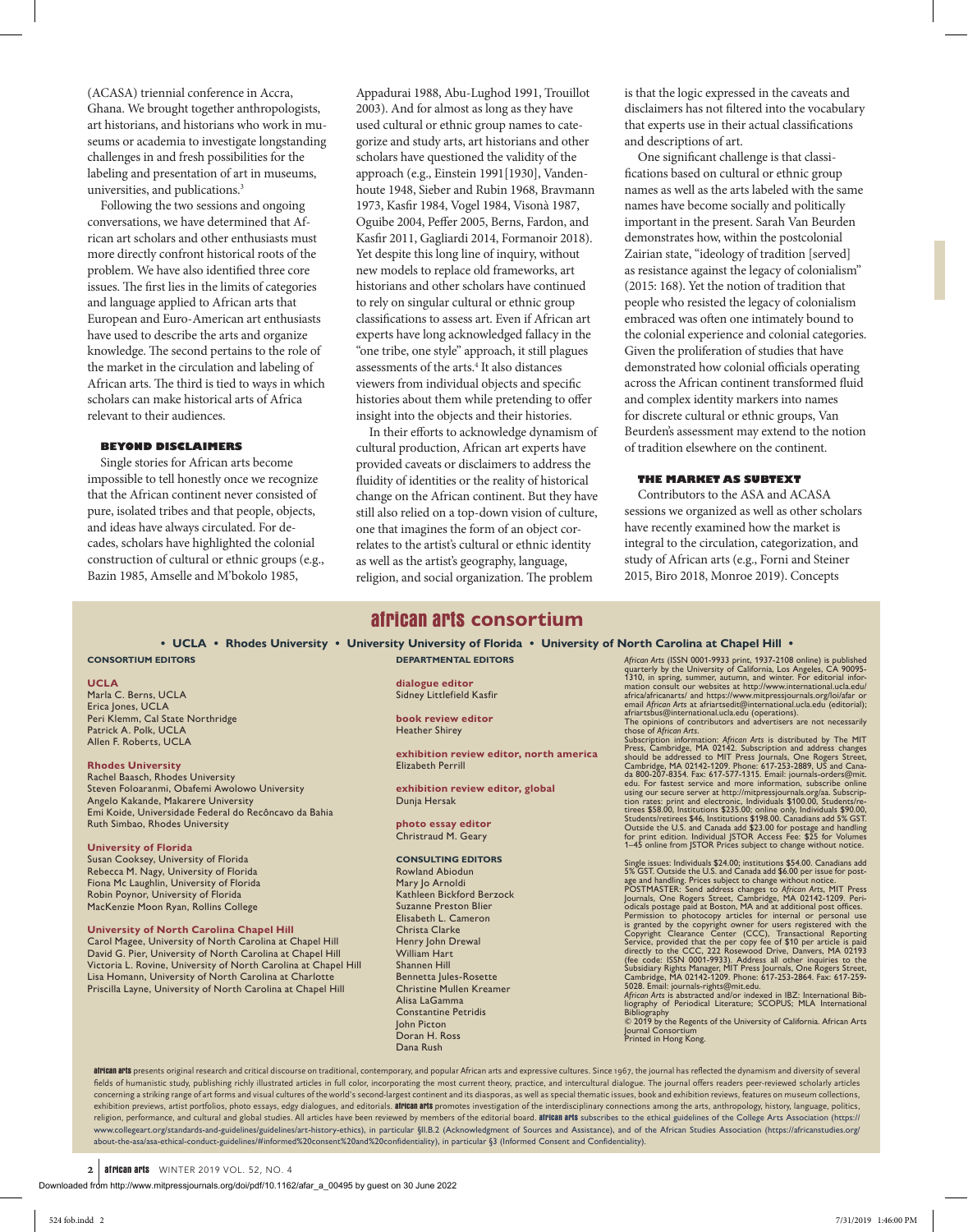(ACASA) triennial conference in Accra, Ghana. We brought together anthropologists, art historians, and historians who work in museums or academia to investigate longstanding challenges in and fresh possibilities for the labeling and presentation of art in museums, universities, and publications.[3]

Following the two sessions and ongoing conversations, we have determined that African art scholars and other enthusiasts must more directly confront historical roots of the problem. We have also identified three core issues. The first lies in the limits of categories and language applied to African arts that European and Euro-American art enthusiasts have used to describe the arts and organize knowledge. The second pertains to the role of the market in the circulation and labeling of African arts. The third is tied to ways in which scholars can make historical arts of Africa relevant to their audiences.

### BEYOND DISCLAIMERS

Single stories for African arts become impossible to tell honestly once we recognize that the African continent never consisted of pure, isolated tribes and that people, objects, and ideas have always circulated. For decades, scholars have highlighted the colonial construction of cultural or ethnic groups (e.g., Bazin 1985, Amselle and M'bokolo 1985, Appadurai 1988, Abu-Lughod 1991, Trouillot 2003). And for almost as long as they have used cultural or ethnic group names to categorize and study arts, art historians and other scholars have questioned the validity of the approach (e.g., Einstein 1991[1930], Vandenhoute 1948, Sieber and Rubin 1968, Bravmann 1973, Kasfir 1984, Vogel 1984, Visonà 1987, Oguibe 2004, Peffer 2005, Berns, Fardon, and Kasfir 2011, Gagliardi 2014, Formanoir 2018). Yet despite this long line of inquiry, without new models to replace old frameworks, art historians and other scholars have continued to rely on singular cultural or ethnic group classifications to assess art. Even if African art experts have long acknowledged fallacy in the "one tribe, one style" approach, it still plagues assessments of the arts.[4] It also distances viewers from individual objects and specific histories about them while pretending to offer insight into the objects and their histories.

In their efforts to acknowledge dynamism of cultural production, African art experts have provided caveats or disclaimers to address the fluidity of identities or the reality of historical change on the African continent. But they have still also relied on a top-down vision of culture, one that imagines the form of an object correlates to the artist's cultural or ethnic identity as well as the artist's geography, language, religion, and social organization. The problem is that the logic expressed in the caveats and disclaimers has not filtered into the vocabulary that experts use in their actual classifications and descriptions of art.

One significant challenge is that classifications based on cultural or ethnic group names as well as the arts labeled with the same names have become socially and politically important in the present. Sarah Van Beurden demonstrates how, within the postcolonial Zairian state, "ideology of tradition [served] as resistance against the legacy of colonialism" (2015: 168). Yet the notion of tradition that people who resisted the legacy of colonialism embraced was often one intimately bound to the colonial experience and colonial categories. Given the proliferation of studies that have demonstrated how colonial officials operating across the African continent transformed fluid and complex identity markers into names for discrete cultural or ethnic groups, Van Beurden's assessment may extend to the notion of tradition elsewhere on the continent.

### THE MARKET AS SUBTEXT

Contributors to the ASA and ACASA sessions we organized as well as other scholars have recently examined how the market is integral to the circulation, categorization, and study of African arts (e.g., Forni and Steiner 2015, Biro 2018, Monroe 2019). Concepts

---

## african arts consortium

**• UCLA • Rhodes University • University University of Florida • University of North Carolina at Chapel Hill •**

**CONSORTIUM EDITORS**

**UCLA**
Marla C. Berns, UCLA
Erica Jones, UCLA
Peri Klemm, Cal State Northridge
Patrick A. Polk, UCLA
Allen F. Roberts, UCLA

**Rhodes University**
Rachel Baasch, Rhodes University
Steven Foloaranmi, Obafemi Awolowo University
Angelo Kakande, Makarere University
Emi Koide, Universidade Federal do Recôncavo da Bahia
Ruth Simbao, Rhodes University

**University of Florida**
Susan Cooksey, University of Florida
Rebecca M. Nagy, University of Florida
Fiona Mc Laughlin, University of Florida
Robin Poynor, University of Florida
MacKenzie Moon Ryan, Rollins College

**University of North Carolina Chapel Hill**
Carol Magee, University of North Carolina at Chapel Hill
David G. Pier, University of North Carolina at Chapel Hill
Victoria L. Rovine, University of North Carolina at Chapel Hill
Lisa Homann, University of North Carolina at Charlotte
Priscilla Layne, University of North Carolina at Chapel Hill

**DEPARTMENTAL EDITORS**

**dialogue editor**
Sidney Littlefield Kasfir

**book review editor**
Heather Shirey

**exhibition review editor, north america**
Elizabeth Perrill

**exhibition review editor, global**
Dunja Hersak

**photo essay editor**
Christraud M. Geary

**CONSULTING EDITORS**
Rowland Abiodun
Mary Jo Arnoldi
Kathleen Bickford Berzock
Suzanne Preston Blier
Elisabeth L. Cameron
Christa Clarke
Henry John Drewal
William Hart
Shannen Hill
Bennetta Jules-Rosette
Christine Mullen Kreamer
Alisa LaGamma
Constantine Petridis
John Picton
Doran H. Ross
Dana Rush

*African Arts* (ISSN 0001-9933 print, 1937-2108 online) is published quarterly by the University of California, Los Angeles, CA 90095-1310, in spring, summer, autumn, and winter. For editorial information consult our websites at http://www.international.ucla.edu/africa/africanarts/ and https://www.mitpressjournals.org/loi/afar or email *African Arts* at afriartsedit@international.ucla.edu (editorial); afriartsbus@international.ucla.edu (operations).
The opinions of contributors and advertisers are not necessarily those of *African Arts*.
Subscription information: *African Arts* is distributed by The MIT Press, Cambridge, MA 02142. Subscription and address changes should be addressed to MIT Press Journals, One Rogers Street, Cambridge, MA 02142-1209. Phone: 617-253-2889, US and Canada 800-207-8354. Fax: 617-577-1315. Email: journals-orders@mit.edu. For fastest service and more information, subscribe online using our secure server at http://mitpressjournals.org/aa. Subscription rates: print and electronic, Individuals $100.00, Students/retirees $58.00, Institutions $235.00; online only, Individuals $90.00, Students/retirees $46, Institutions $198.00. Canadians add 5% GST. Outside the U.S. and Canada add $23.00 for postage and handling for print edition. Individual JSTOR Access Fee: $25 for Volumes 1–45 online from JSTOR Prices subject to change without notice.

Single issues: Individuals $24.00; institutions $54.00. Canadians add 5% GST. Outside the U.S. and Canada add $6.00 per issue for postage and handling. Prices subject to change without notice.
POSTMASTER: Send address changes to *African Arts*, MIT Press Journals, One Rogers Street, Cambridge, MA 02142-1209. Periodicals postage paid at Boston, MA and at additional post offices.
Permission to photocopy articles for internal or personal use is granted by the copyright owner for users registered with the Copyright Clearance Center (CCC), Transactional Reporting Service, provided that the per copy fee of $10 per article is paid directly to the CCC, 222 Rosewood Drive, Danvers, MA 02193 (fee code: ISSN 0001-9933). Address all other inquiries to the Subsidiary Rights Manager, MIT Press Journals, One Rogers Street, Cambridge, MA 02142-1209. Phone: 617-253-2864. Fax: 617-259-5028. Email: journals-rights@mit.edu.
*African Arts* is abstracted and/or indexed in IBZ: International Bibliography of Periodical Literature; SCOPUS; MLA International Bibliography
© 2019 by the Regents of the University of California. African Arts Journal Consortium
Printed in Hong Kong.

**african arts** presents original research and critical discourse on traditional, contemporary, and popular African arts and expressive cultures. Since 1967, the journal has reflected the dynamism and diversity of several fields of humanistic study, publishing richly illustrated articles in full color, incorporating the most current theory, practice, and intercultural dialogue. The journal offers readers peer-reviewed scholarly articles concerning a striking range of art forms and visual cultures of the world's second-largest continent and its diasporas, as well as special thematic issues, book and exhibition reviews, features on museum collections, exhibition previews, artist portfolios, photo essays, edgy dialogues, and editorials. **african arts** promotes investigation of the interdisciplinary connections among the arts, anthropology, history, language, politics, religion, performance, and cultural and global studies. All articles have been reviewed by members of the editorial board. **african arts** subscribes to the ethical guidelines of the College Arts Association (https://www.collegeart.org/standards-and-guidelines/guidelines/art-history-ethics), in particular §II.B.2 (Acknowledgment of Sources and Assistance), and of the African Studies Association (https://africanstudies.org/about-the-asa/asa-ethical-conduct-guidelines/#informed%20consent%20and%20confidentiality), in particular §3 (Informed Consent and Confidentiality).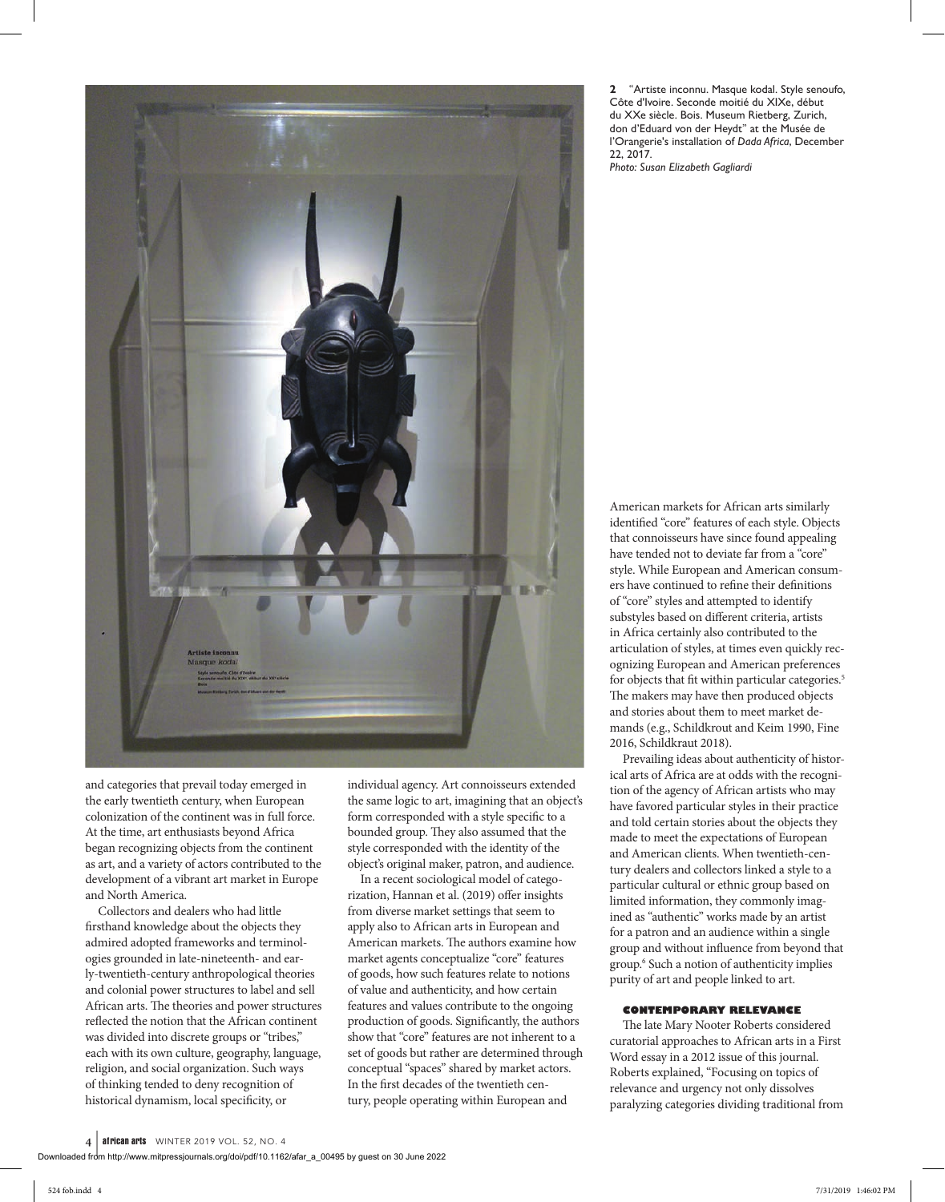**2** "Artiste inconnu. Masque kodal. Style senoufo, Côte d'Ivoire. Seconde moitié du XIXe, début du XXe siècle. Bois. Museum Rietberg, Zurich, don d'Eduard von der Heydt" at the Musée de l'Orangerie's installation of *Dada Africa*, December 22, 2017.
*Photo: Susan Elizabeth Gagliardi*

and categories that prevail today emerged in the early twentieth century, when European colonization of the continent was in full force. At the time, art enthusiasts beyond Africa began recognizing objects from the continent as art, and a variety of actors contributed to the development of a vibrant art market in Europe and North America.

Collectors and dealers who had little firsthand knowledge about the objects they admired adopted frameworks and terminologies grounded in late-nineteenth- and early-twentieth-century anthropological theories and colonial power structures to label and sell African arts. The theories and power structures reflected the notion that the African continent was divided into discrete groups or "tribes," each with its own culture, geography, language, religion, and social organization. Such ways of thinking tended to deny recognition of historical dynamism, local specificity, or individual agency. Art connoisseurs extended the same logic to art, imagining that an object's form corresponded with a style specific to a bounded group. They also assumed that the style corresponded with the identity of the object's original maker, patron, and audience.

In a recent sociological model of categorization, Hannan et al. (2019) offer insights from diverse market settings that seem to apply also to African arts in European and American markets. The authors examine how market agents conceptualize "core" features of goods, how such features relate to notions of value and authenticity, and how certain features and values contribute to the ongoing production of goods. Significantly, the authors show that "core" features are not inherent to a set of goods but rather are determined through conceptual "spaces" shared by market actors. In the first decades of the twentieth century, people operating within European and American markets for African arts similarly identified "core" features of each style. Objects that connoisseurs have since found appealing have tended not to deviate far from a "core" style. While European and American consumers have continued to refine their definitions of "core" styles and attempted to identify substyles based on different criteria, artists in Africa certainly also contributed to the articulation of styles, at times even quickly recognizing European and American preferences for objects that fit within particular categories.[5] The makers may have then produced objects and stories about them to meet market demands (e.g., Schildkrout and Keim 1990, Fine 2016, Schildkraut 2018).

Prevailing ideas about authenticity of historical arts of Africa are at odds with the recognition of the agency of African artists who may have favored particular styles in their practice and told certain stories about the objects they made to meet the expectations of European and American clients. When twentieth-century dealers and collectors linked a style to a particular cultural or ethnic group based on limited information, they commonly imagined as "authentic" works made by an artist for a patron and an audience within a single group and without influence from beyond that group.[6] Such a notion of authenticity implies purity of art and people linked to art.

## CONTEMPORARY RELEVANCE

The late Mary Nooter Roberts considered curatorial approaches to African arts in a First Word essay in a 2012 issue of this journal. Roberts explained, "Focusing on topics of relevance and urgency not only dissolves paralyzing categories dividing traditional from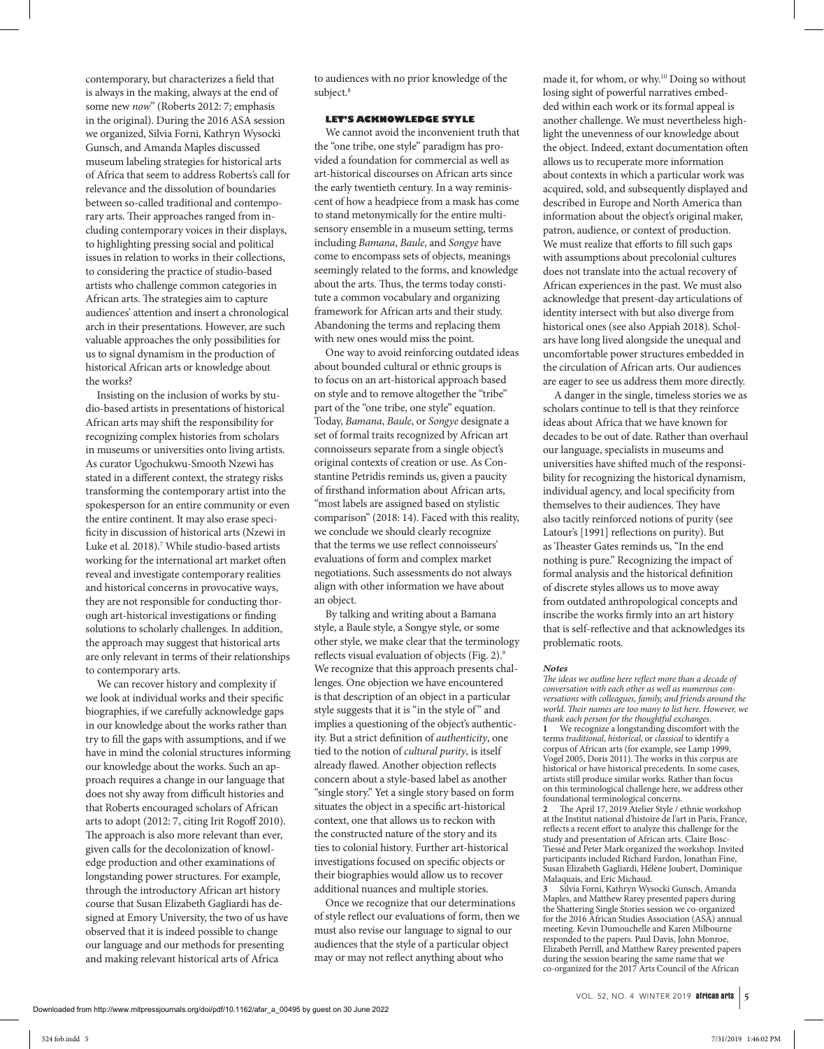contemporary, but characterizes a field that is always in the making, always at the end of some new *now*" (Roberts 2012: 7; emphasis in the original). During the 2016 ASA session we organized, Silvia Forni, Kathryn Wysocki Gunsch, and Amanda Maples discussed museum labeling strategies for historical arts of Africa that seem to address Roberts's call for relevance and the dissolution of boundaries between so-called traditional and contemporary arts. Their approaches ranged from including contemporary voices in their displays, to highlighting pressing social and political issues in relation to works in their collections, to considering the practice of studio-based artists who challenge common categories in African arts. The strategies aim to capture audiences' attention and insert a chronological arch in their presentations. However, are such valuable approaches the only possibilities for us to signal dynamism in the production of historical African arts or knowledge about the works?

Insisting on the inclusion of works by studio-based artists in presentations of historical African arts may shift the responsibility for recognizing complex histories from scholars in museums or universities onto living artists. As curator Ugochukwu-Smooth Nzewi has stated in a different context, the strategy risks transforming the contemporary artist into the spokesperson for an entire community or even the entire continent. It may also erase specificity in discussion of historical arts (Nzewi in Luke et al. 2018).[7] While studio-based artists working for the international art market often reveal and investigate contemporary realities and historical concerns in provocative ways, they are not responsible for conducting thorough art-historical investigations or finding solutions to scholarly challenges. In addition, the approach may suggest that historical arts are only relevant in terms of their relationships to contemporary arts.

We can recover history and complexity if we look at individual works and their specific biographies, if we carefully acknowledge gaps in our knowledge about the works rather than try to fill the gaps with assumptions, and if we have in mind the colonial structures informing our knowledge about the works. Such an approach requires a change in our language that does not shy away from difficult histories and that Roberts encouraged scholars of African arts to adopt (2012: 7, citing Irit Rogoff 2010). The approach is also more relevant than ever, given calls for the decolonization of knowledge production and other examinations of longstanding power structures. For example, through the introductory African art history course that Susan Elizabeth Gagliardi has designed at Emory University, the two of us have observed that it is indeed possible to change our language and our methods for presenting and making relevant historical arts of Africa to audiences with no prior knowledge of the subject.[8]

## LET'S ACKNOWLEDGE STYLE

We cannot avoid the inconvenient truth that the "one tribe, one style" paradigm has provided a foundation for commercial as well as art-historical discourses on African arts since the early twentieth century. In a way reminiscent of how a headpiece from a mask has come to stand metonymically for the entire multisensory ensemble in a museum setting, terms including *Bamana*, *Baule*, and *Songye* have come to encompass sets of objects, meanings seemingly related to the forms, and knowledge about the arts. Thus, the terms today constitute a common vocabulary and organizing framework for African arts and their study. Abandoning the terms and replacing them with new ones would miss the point.

One way to avoid reinforcing outdated ideas about bounded cultural or ethnic groups is to focus on an art-historical approach based on style and to remove altogether the "tribe" part of the "one tribe, one style" equation. Today, *Bamana*, *Baule*, or *Songye* designate a set of formal traits recognized by African art connoisseurs separate from a single object's original contexts of creation or use. As Constantine Petridis reminds us, given a paucity of firsthand information about African arts, "most labels are assigned based on stylistic comparison" (2018: 14). Faced with this reality, we conclude we should clearly recognize that the terms we use reflect connoisseurs' evaluations of form and complex market negotiations. Such assessments do not always align with other information we have about an object.

By talking and writing about a Bamana style, a Baule style, a Songye style, or some other style, we make clear that the terminology reflects visual evaluation of objects (Fig. 2).[9] We recognize that this approach presents challenges. One objection we have encountered is that description of an object in a particular style suggests that it is "in the style of" and implies a questioning of the object's authenticity. But a strict definition of *authenticity*, one tied to the notion of *cultural purity*, is itself already flawed. Another objection reflects concern about a style-based label as another "single story." Yet a single story based on form situates the object in a specific art-historical context, one that allows us to reckon with the constructed nature of the story and its ties to colonial history. Further art-historical investigations focused on specific objects or their biographies would allow us to recover additional nuances and multiple stories.

Once we recognize that our determinations of style reflect our evaluations of form, then we must also revise our language to signal to our audiences that the style of a particular object may or may not reflect anything about who made it, for whom, or why.[10] Doing so without losing sight of powerful narratives embedded within each work or its formal appeal is another challenge. We must nevertheless highlight the unevenness of our knowledge about the object. Indeed, extant documentation often allows us to recuperate more information about contexts in which a particular work was acquired, sold, and subsequently displayed and described in Europe and North America than information about the object's original maker, patron, audience, or context of production. We must realize that efforts to fill such gaps with assumptions about precolonial cultures does not translate into the actual recovery of African experiences in the past. We must also acknowledge that present-day articulations of identity intersect with but also diverge from historical ones (see also Appiah 2018). Scholars have long lived alongside the unequal and uncomfortable power structures embedded in the circulation of African arts. Our audiences are eager to see us address them more directly.

A danger in the single, timeless stories we as scholars continue to tell is that they reinforce ideas about Africa that we have known for decades to be out of date. Rather than overhaul our language, specialists in museums and universities have shifted much of the responsibility for recognizing the historical dynamism, individual agency, and local specificity from themselves to their audiences. They have also tacitly reinforced notions of purity (see Latour's [1991] reflections on purity). But as Theaster Gates reminds us, "In the end nothing is pure." Recognizing the impact of formal analysis and the historical definition of discrete styles allows us to move away from outdated anthropological concepts and inscribe the works firmly into an art history that is self-reflective and that acknowledges its problematic roots.

### Notes

*The ideas we outline here reflect more than a decade of conversation with each other as well as numerous conversations with colleagues, family, and friends around the world. Their names are too many to list here. However, we thank each person for the thoughtful exchanges.*

1 We recognize a longstanding discomfort with the terms *traditional*, *historical*, or *classical* to identify a corpus of African arts (for example, see Lamp 1999, Vogel 2005, Doris 2011). The works in this corpus are historical or have historical precedents. In some cases, artists still produce similar works. Rather than focus on this terminological challenge here, we address other foundational terminological concerns.

2 The April 17, 2019 Atelier Style / ethnie workshop at the Institut national d'histoire de l'art in Paris, France, reflects a recent effort to analyze this challenge for the study and presentation of African arts. Claire Bosc-Tiessé and Peter Mark organized the workshop. Invited participants included Richard Fardon, Jonathan Fine, Susan Elizabeth Gagliardi, Hélène Joubert, Dominique Malaquais, and Eric Michaud.

3 Silvia Forni, Kathryn Wysocki Gunsch, Amanda Maples, and Matthew Rarey presented papers during the Shattering Single Stories session we co-organized for the 2016 African Studies Association (ASA) annual meeting. Kevin Dumouchelle and Karen Milbourne responded to the papers. Paul Davis, John Monroe, Elizabeth Perrill, and Matthew Rarey presented papers during the session bearing the same name that we co-organized for the 2017 Arts Council of the African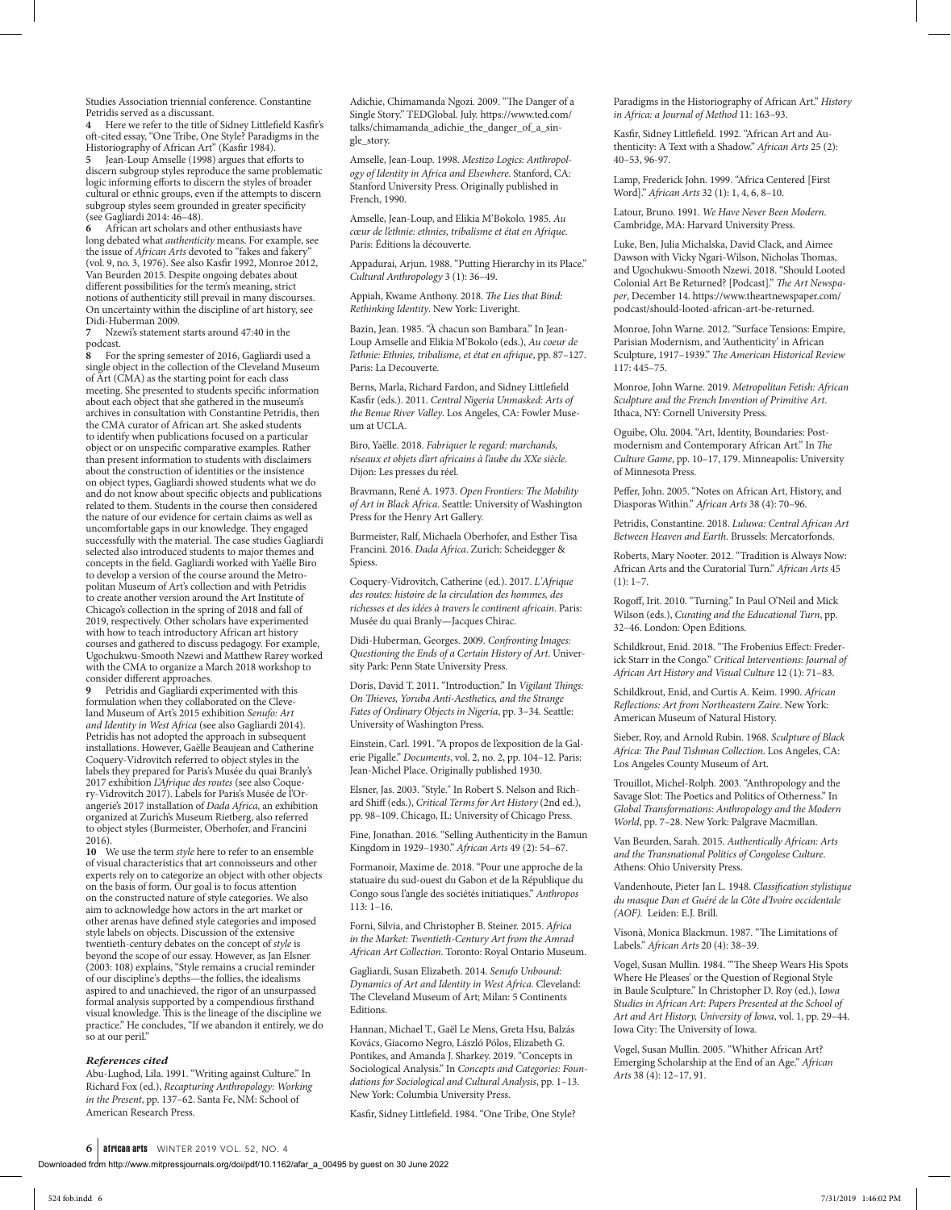Studies Association triennial conference. Constantine Petridis served as a discussant.

**4** Here we refer to the title of Sidney Littlefield Kasfir's oft-cited essay, "One Tribe, One Style? Paradigms in the Historiography of African Art" (Kasfir 1984).

**5** Jean-Loup Amselle (1998) argues that efforts to discern subgroup styles reproduce the same problematic logic informing efforts to discern the styles of broader cultural or ethnic groups, even if the attempts to discern subgroup styles seem grounded in greater specificity (see Gagliardi 2014: 46–48).

**6** African art scholars and other enthusiasts have long debated what *authenticity* means. For example, see the issue of *African Arts* devoted to "fakes and fakery" (vol. 9, no. 3, 1976). See also Kasfir 1992, Monroe 2012, Van Beurden 2015. Despite ongoing debates about different possibilities for the term's meaning, strict notions of authenticity still prevail in many discourses. On uncertainty within the discipline of art history, see Didi-Huberman 2009.

**7** Nzewi's statement starts around 47:40 in the podcast.

**8** For the spring semester of 2016, Gagliardi used a single object in the collection of the Cleveland Museum of Art (CMA) as the starting point for each class meeting. She presented to students specific information about each object that she gathered in the museum's archives in consultation with Constantine Petridis, then the CMA curator of African art. She asked students to identify when publications focused on a particular object or on unspecific comparative examples. Rather than present information to students with disclaimers about the construction of identities or the insistence on object types, Gagliardi showed students what we do and do not know about specific objects and publications related to them. Students in the course then considered the nature of our evidence for certain claims as well as uncomfortable gaps in our knowledge. They engaged successfully with the material. The case studies Gagliardi selected also introduced students to major themes and concepts in the field. Gagliardi worked with Yaëlle Biro to develop a version of the course around the Metropolitan Museum of Art's collection and with Petridis to create another version around the Art Institute of Chicago's collection in the spring of 2018 and fall of 2019, respectively. Other scholars have experimented with how to teach introductory African art history courses and gathered to discuss pedagogy. For example, Ugochukwu-Smooth Nzewi and Matthew Rarey worked with the CMA to organize a March 2018 workshop to consider different approaches.

**9** Petridis and Gagliardi experimented with this formulation when they collaborated on the Cleveland Museum of Art's 2015 exhibition *Senufo: Art and Identity in West Africa* (see also Gagliardi 2014). Petridis has not adopted the approach in subsequent installations. However, Gaëlle Beaujean and Catherine Coquery-Vidrovitch referred to object styles in the labels they prepared for Paris's Musée du quai Branly's 2017 exhibition *L'Afrique des routes* (see also Coquery-Vidrovitch 2017). Labels for Paris's Musée de l'Orangerie's 2017 installation of *Dada Africa*, an exhibition organized at Zurich's Museum Rietberg, also referred to object styles (Burmeister, Oberhofer, and Francini 2016).

**10** We use the term *style* here to refer to an ensemble of visual characteristics that art connoisseurs and other experts rely on to categorize an object with other objects on the basis of form. Our goal is to focus attention on the constructed nature of style categories. We also aim to acknowledge how actors in the art market or other arenas have defined style categories and imposed style labels on objects. Discussion of the extensive twentieth-century debates on the concept of *style* is beyond the scope of our essay. However, as Jan Elsner (2003: 108) explains, "Style remains a crucial reminder of our discipline's depths—the follies, the idealisms aspired to and unachieved, the rigor of an unsurpassed formal analysis supported by a compendious firsthand visual knowledge. This is the lineage of the discipline we practice." He concludes, "If we abandon it entirely, we do so at our peril."

### *References cited*

Abu-Lughod, Lila. 1991. "Writing against Culture." In Richard Fox (ed.), *Recapturing Anthropology: Working in the Present*, pp. 137–62. Santa Fe, NM: School of American Research Press.

Adichie, Chimamanda Ngozi. 2009. "The Danger of a Single Story." TEDGlobal. July. https://www.ted.com/talks/chimamanda_adichie_the_danger_of_a_single_story.

Amselle, Jean-Loup. 1998. *Mestizo Logics: Anthropology of Identity in Africa and Elsewhere*. Stanford, CA: Stanford University Press. Originally published in French, 1990.

Amselle, Jean-Loup, and Elikia M'Bokolo. 1985. *Au cœur de l'ethnie: ethnies, tribalisme et état en Afrique*. Paris: Éditions la découverte.

Appadurai, Arjun. 1988. "Putting Hierarchy in its Place." *Cultural Anthropology* 3 (1): 36–49.

Appiah, Kwame Anthony. 2018. *The Lies that Bind: Rethinking Identity*. New York: Liveright.

Bazin, Jean. 1985. "À chacun son Bambara." In Jean-Loup Amselle and Elikia M'Bokolo (eds.), *Au coeur de l'ethnie: Ethnies, tribalisme, et état en afrique*, pp. 87–127. Paris: La Decouverte.

Berns, Marla, Richard Fardon, and Sidney Littlefield Kasfir (eds.). 2011. *Central Nigeria Unmasked: Arts of the Benue River Valley*. Los Angeles, CA: Fowler Museum at UCLA.

Biro, Yaëlle. 2018. *Fabriquer le regard: marchands, réseaux et objets d'art africains à l'aube du XXe siècle*. Dijon: Les presses du réel.

Bravmann, René A. 1973. *Open Frontiers: The Mobility of Art in Black Africa*. Seattle: University of Washington Press for the Henry Art Gallery.

Burmeister, Ralf, Michaela Oberhofer, and Esther Tisa Francini. 2016. *Dada Africa*. Zurich: Scheidegger & Spiess.

Coquery-Vidrovitch, Catherine (ed.). 2017. *L'Afrique des routes: histoire de la circulation des hommes, des richesses et des idées à travers le continent africain*. Paris: Musée du quai Branly—Jacques Chirac.

Didi-Huberman, Georges. 2009. *Confronting Images: Questioning the Ends of a Certain History of Art*. University Park: Penn State University Press.

Doris, David T. 2011. "Introduction." In *Vigilant Things: On Thieves, Yoruba Anti-Aesthetics, and the Strange Fates of Ordinary Objects in Nigeria*, pp. 3–34. Seattle: University of Washington Press.

Einstein, Carl. 1991. "A propos de l'exposition de la Galerie Pigalle." *Documents*, vol. 2, no. 2, pp. 104–12. Paris: Jean-Michel Place. Originally published 1930.

Elsner, Jas. 2003. "Style." In Robert S. Nelson and Richard Shiff (eds.), *Critical Terms for Art History* (2nd ed.), pp. 98–109. Chicago, IL: University of Chicago Press.

Fine, Jonathan. 2016. "Selling Authenticity in the Bamun Kingdom in 1929–1930." *African Arts* 49 (2): 54–67.

Formanoir, Maxime de. 2018. "Pour une approche de la statuaire du sud-ouest du Gabon et de la République du Congo sous l'angle des sociétés initiatiques." *Anthropos* 113: 1–16.

Forni, Silvia, and Christopher B. Steiner. 2015. *Africa in the Market: Twentieth-Century Art from the Amrad African Art Collection*. Toronto: Royal Ontario Museum.

Gagliardi, Susan Elizabeth. 2014. *Senufo Unbound: Dynamics of Art and Identity in West Africa*. Cleveland: The Cleveland Museum of Art; Milan: 5 Continents Editions.

Hannan, Michael T., Gaël Le Mens, Greta Hsu, Balzás Kovács, Giacomo Negro, László Pólos, Elizabeth G. Pontikes, and Amanda J. Sharkey. 2019. "Concepts in Sociological Analysis." In *Concepts and Categories: Foundations for Sociological and Cultural Analysis*, pp. 1–13. New York: Columbia University Press.

Kasfir, Sidney Littlefield. 1984. "One Tribe, One Style? Paradigms in the Historiography of African Art." *History in Africa: a Journal of Method* 11: 163–93.

Kasfir, Sidney Littlefield. 1992. "African Art and Authenticity: A Text with a Shadow." *African Arts* 25 (2): 40–53, 96-97.

Lamp, Frederick John. 1999. "Africa Centered [First Word]." *African Arts* 32 (1): 1, 4, 6, 8–10.

Latour, Bruno. 1991. *We Have Never Been Modern*. Cambridge, MA: Harvard University Press.

Luke, Ben, Julia Michalska, David Clack, and Aimee Dawson with Vicky Ngari-Wilson, Nicholas Thomas, and Ugochukwu-Smooth Nzewi. 2018. "Should Looted Colonial Art Be Returned? [Podcast]." *The Art Newspaper*, December 14. https://www.theartnewspaper.com/podcast/should-looted-african-art-be-returned.

Monroe, John Warne. 2012. "Surface Tensions: Empire, Parisian Modernism, and 'Authenticity' in African Sculpture, 1917–1939." *The American Historical Review* 117: 445–75.

Monroe, John Warne. 2019. *Metropolitan Fetish: African Sculpture and the French Invention of Primitive Art*. Ithaca, NY: Cornell University Press.

Oguibe, Olu. 2004. "Art, Identity, Boundaries: Postmodernism and Contemporary African Art." In *The Culture Game*, pp. 10–17, 179. Minneapolis: University of Minnesota Press.

Peffer, John. 2005. "Notes on African Art, History, and Diasporas Within." *African Arts* 38 (4): 70–96.

Petridis, Constantine. 2018. *Luluwa: Central African Art Between Heaven and Earth*. Brussels: Mercatorfonds.

Roberts, Mary Nooter. 2012. "Tradition is Always Now: African Arts and the Curatorial Turn." *African Arts* 45 (1): 1–7.

Rogoff, Irit. 2010. "Turning." In Paul O'Neil and Mick Wilson (eds.), *Curating and the Educational Turn*, pp. 32–46. London: Open Editions.

Schildkrout, Enid. 2018. "The Frobenius Effect: Frederick Starr in the Congo." *Critical Interventions: Journal of African Art History and Visual Culture* 12 (1): 71–83.

Schildkrout, Enid, and Curtis A. Keim. 1990. *African Reflections: Art from Northeastern Zaire*. New York: American Museum of Natural History.

Sieber, Roy, and Arnold Rubin. 1968. *Sculpture of Black Africa: The Paul Tishman Collection*. Los Angeles, CA: Los Angeles County Museum of Art.

Trouillot, Michel-Rolph. 2003. "Anthropology and the Savage Slot: The Poetics and Politics of Otherness." In *Global Transformations: Anthropology and the Modern World*, pp. 7–28. New York: Palgrave Macmillan.

Van Beurden, Sarah. 2015. *Authentically African: Arts and the Transnational Politics of Congolese Culture*. Athens: Ohio University Press.

Vandenhoute, Pieter Jan L. 1948. *Classification stylistique du masque Dan et Guéré de la Côte d'Ivoire occidentale (AOF)*. Leiden: E.J. Brill.

Visonà, Monica Blackmun. 1987. "The Limitations of Labels." *African Arts* 20 (4): 38–39.

Vogel, Susan Mullin. 1984. "'The Sheep Wears His Spots Where He Pleases' or the Question of Regional Style in Baule Sculpture." In Christopher D. Roy (ed.), *Iowa Studies in African Art: Papers Presented at the School of Art and Art History, University of Iowa*, vol. 1, pp. 29–44. Iowa City: The University of Iowa.

Vogel, Susan Mullin. 2005. "Whither African Art? Emerging Scholarship at the End of an Age." *African Arts* 38 (4): 12–17, 91.